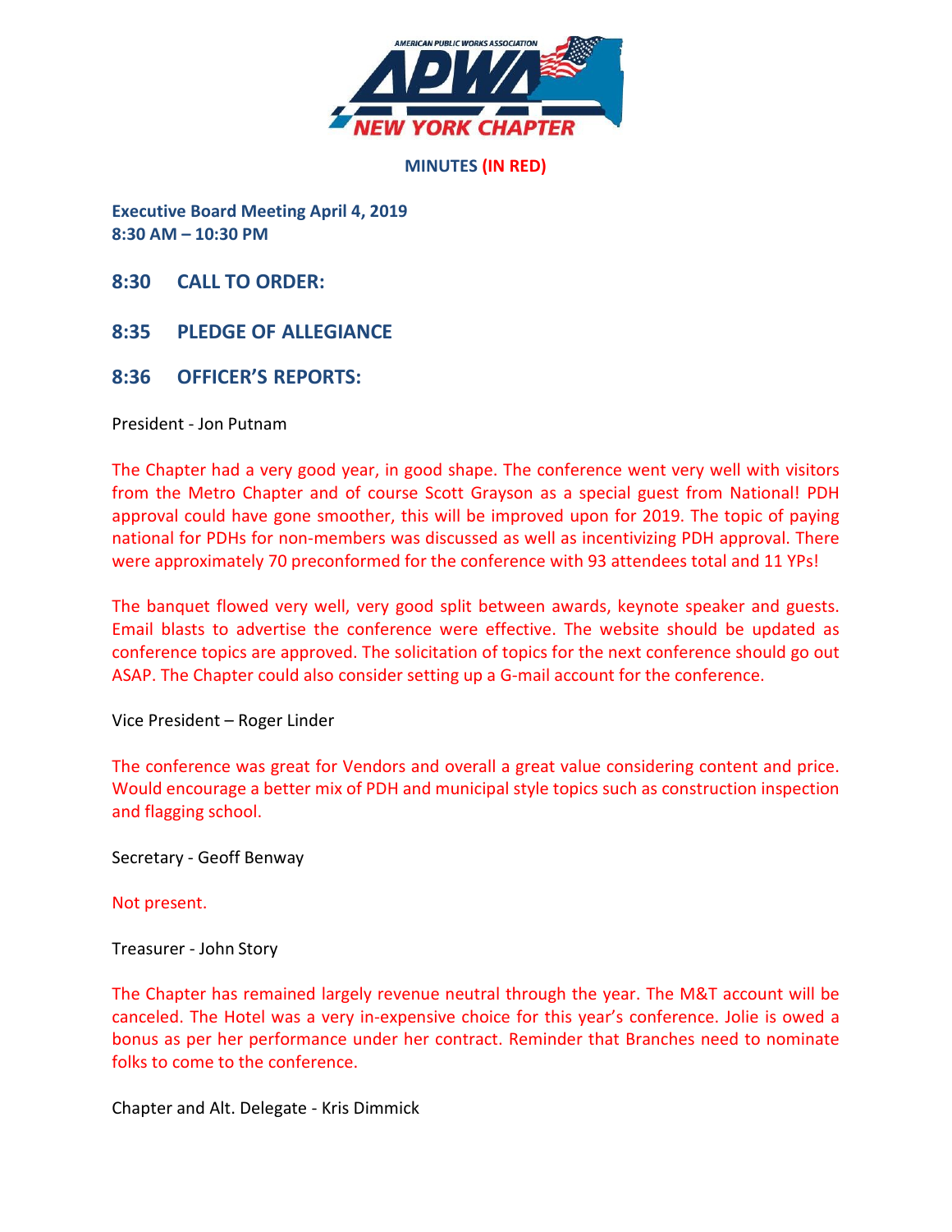**MINUTES (IN RED)**

**Executive Board Meeting April 4, 2019**
**8:30 AM – 10:30 PM**

## 8:30 CALL TO ORDER:

## 8:35 PLEDGE OF ALLEGIANCE

## 8:36 OFFICER'S REPORTS:

President - Jon Putnam

The Chapter had a very good year, in good shape. The conference went very well with visitors from the Metro Chapter and of course Scott Grayson as a special guest from National! PDH approval could have gone smoother, this will be improved upon for 2019. The topic of paying national for PDHs for non-members was discussed as well as incentivizing PDH approval. There were approximately 70 preconformed for the conference with 93 attendees total and 11 YPs!

The banquet flowed very well, very good split between awards, keynote speaker and guests. Email blasts to advertise the conference were effective. The website should be updated as conference topics are approved. The solicitation of topics for the next conference should go out ASAP. The Chapter could also consider setting up a G-mail account for the conference.

Vice President – Roger Linder

The conference was great for Vendors and overall a great value considering content and price. Would encourage a better mix of PDH and municipal style topics such as construction inspection and flagging school.

Secretary - Geoff Benway

Not present.

Treasurer - John Story

The Chapter has remained largely revenue neutral through the year. The M&T account will be canceled. The Hotel was a very in-expensive choice for this year's conference. Jolie is owed a bonus as per her performance under her contract. Reminder that Branches need to nominate folks to come to the conference.

Chapter and Alt. Delegate - Kris Dimmick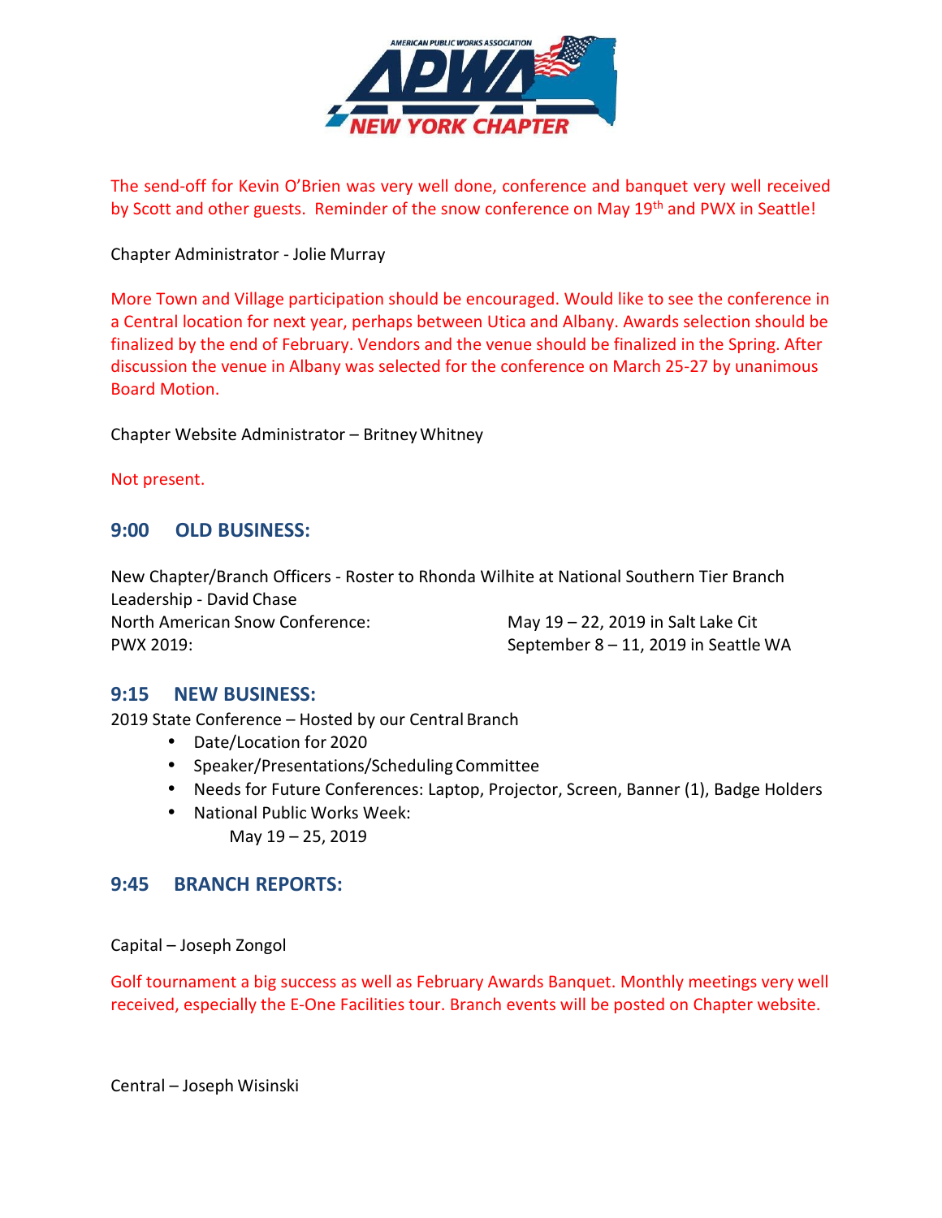The send-off for Kevin O'Brien was very well done, conference and banquet very well received by Scott and other guests. Reminder of the snow conference on May 19th and PWX in Seattle!

Chapter Administrator - Jolie Murray

More Town and Village participation should be encouraged. Would like to see the conference in a Central location for next year, perhaps between Utica and Albany. Awards selection should be finalized by the end of February. Vendors and the venue should be finalized in the Spring. After discussion the venue in Albany was selected for the conference on March 25-27 by unanimous Board Motion.

Chapter Website Administrator – Britney Whitney

Not present.

## 9:00 OLD BUSINESS:

New Chapter/Branch Officers - Roster to Rhonda Wilhite at National Southern Tier Branch Leadership - David Chase

North American Snow Conference: May 19 – 22, 2019 in Salt Lake Cit

PWX 2019: September 8 – 11, 2019 in Seattle WA

## 9:15 NEW BUSINESS:

2019 State Conference – Hosted by our Central Branch

- Date/Location for 2020
- Speaker/Presentations/Scheduling Committee
- Needs for Future Conferences: Laptop, Projector, Screen, Banner (1), Badge Holders
- National Public Works Week:
  May 19 – 25, 2019

## 9:45 BRANCH REPORTS:

Capital – Joseph Zongol

Golf tournament a big success as well as February Awards Banquet. Monthly meetings very well received, especially the E-One Facilities tour. Branch events will be posted on Chapter website.

Central – Joseph Wisinski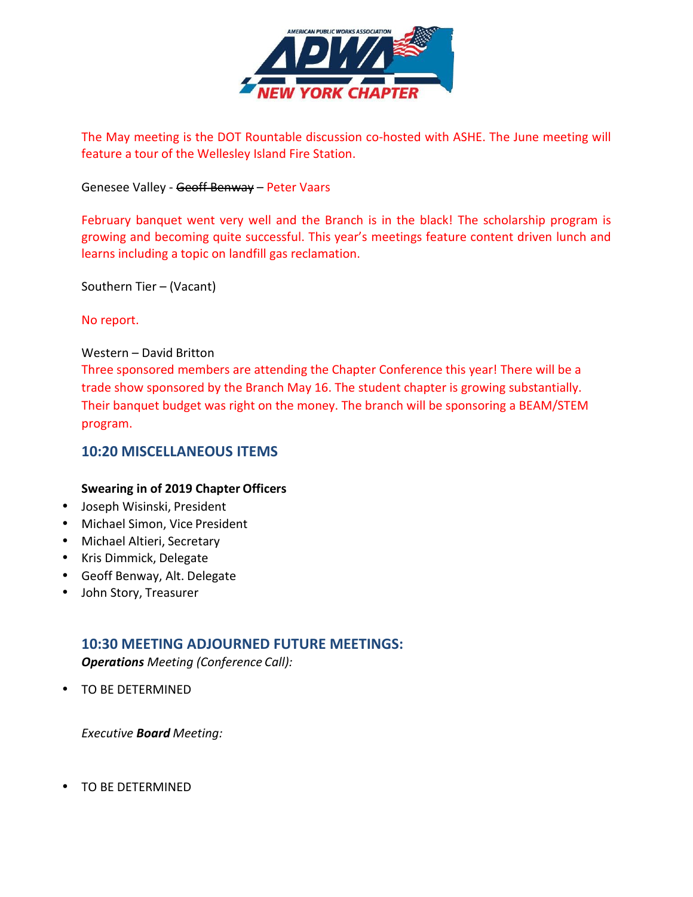The May meeting is the DOT Rountable discussion co-hosted with ASHE. The June meeting will feature a tour of the Wellesley Island Fire Station.

Genesee Valley - ~~Geoff Benway~~ – Peter Vaars

February banquet went very well and the Branch is in the black! The scholarship program is growing and becoming quite successful. This year's meetings feature content driven lunch and learns including a topic on landfill gas reclamation.

Southern Tier – (Vacant)

No report.

Western – David Britton
Three sponsored members are attending the Chapter Conference this year! There will be a trade show sponsored by the Branch May 16. The student chapter is growing substantially. Their banquet budget was right on the money. The branch will be sponsoring a BEAM/STEM program.

## 10:20 MISCELLANEOUS ITEMS

**Swearing in of 2019 Chapter Officers**

- Joseph Wisinski, President
- Michael Simon, Vice President
- Michael Altieri, Secretary
- Kris Dimmick, Delegate
- Geoff Benway, Alt. Delegate
- John Story, Treasurer

## 10:30 MEETING ADJOURNED FUTURE MEETINGS:

***Operations** Meeting (Conference Call):*

- TO BE DETERMINED

*Executive **Board** Meeting:*

- TO BE DETERMINED